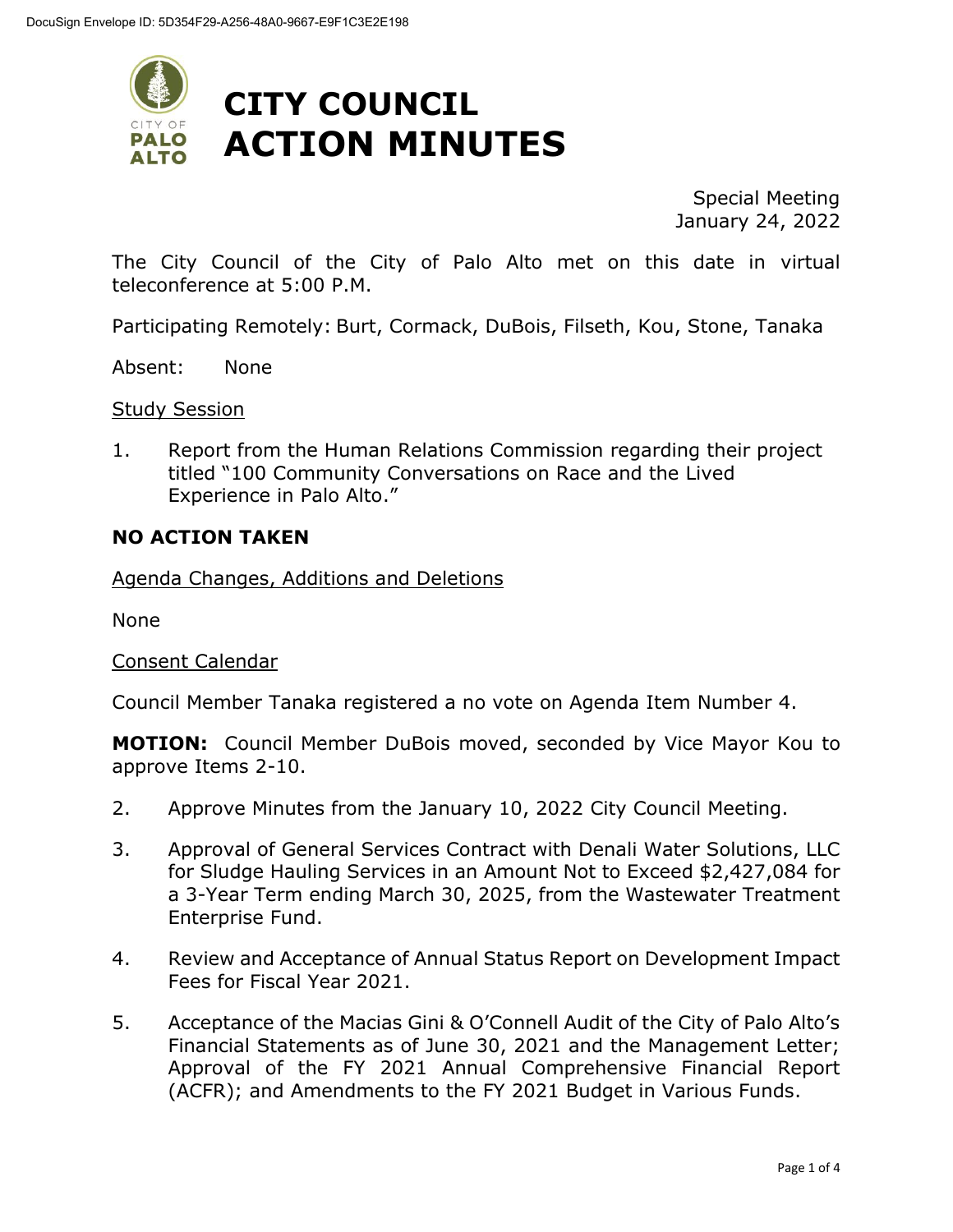# CITY COUNCIL ACTION MINUTES

Special Meeting
January 24, 2022

The City Council of the City of Palo Alto met on this date in virtual teleconference at 5:00 P.M.

Participating Remotely: Burt, Cormack, DuBois, Filseth, Kou, Stone, Tanaka

Absent: None

Study Session

1. Report from the Human Relations Commission regarding their project titled "100 Community Conversations on Race and the Lived Experience in Palo Alto."

**NO ACTION TAKEN**

Agenda Changes, Additions and Deletions

None

Consent Calendar

Council Member Tanaka registered a no vote on Agenda Item Number 4.

**MOTION:** Council Member DuBois moved, seconded by Vice Mayor Kou to approve Items 2-10.

2. Approve Minutes from the January 10, 2022 City Council Meeting.

3. Approval of General Services Contract with Denali Water Solutions, LLC for Sludge Hauling Services in an Amount Not to Exceed $2,427,084 for a 3-Year Term ending March 30, 2025, from the Wastewater Treatment Enterprise Fund.

4. Review and Acceptance of Annual Status Report on Development Impact Fees for Fiscal Year 2021.

5. Acceptance of the Macias Gini & O'Connell Audit of the City of Palo Alto's Financial Statements as of June 30, 2021 and the Management Letter; Approval of the FY 2021 Annual Comprehensive Financial Report (ACFR); and Amendments to the FY 2021 Budget in Various Funds.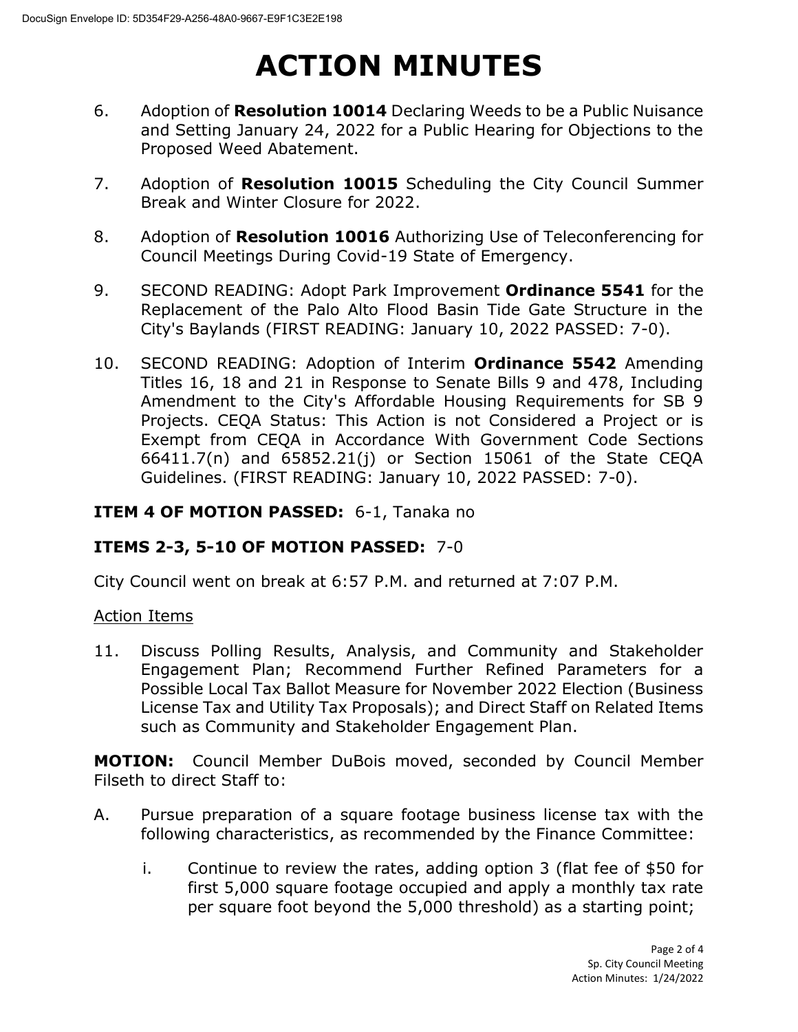# ACTION MINUTES

6. Adoption of **Resolution 10014** Declaring Weeds to be a Public Nuisance and Setting January 24, 2022 for a Public Hearing for Objections to the Proposed Weed Abatement.

7. Adoption of **Resolution 10015** Scheduling the City Council Summer Break and Winter Closure for 2022.

8. Adoption of **Resolution 10016** Authorizing Use of Teleconferencing for Council Meetings During Covid-19 State of Emergency.

9. SECOND READING: Adopt Park Improvement **Ordinance 5541** for the Replacement of the Palo Alto Flood Basin Tide Gate Structure in the City's Baylands (FIRST READING: January 10, 2022 PASSED: 7-0).

10. SECOND READING: Adoption of Interim **Ordinance 5542** Amending Titles 16, 18 and 21 in Response to Senate Bills 9 and 478, Including Amendment to the City's Affordable Housing Requirements for SB 9 Projects. CEQA Status: This Action is not Considered a Project or is Exempt from CEQA in Accordance With Government Code Sections 66411.7(n) and 65852.21(j) or Section 15061 of the State CEQA Guidelines. (FIRST READING: January 10, 2022 PASSED: 7-0).

**ITEM 4 OF MOTION PASSED:** 6-1, Tanaka no

**ITEMS 2-3, 5-10 OF MOTION PASSED:** 7-0

City Council went on break at 6:57 P.M. and returned at 7:07 P.M.

<u>Action Items</u>

11. Discuss Polling Results, Analysis, and Community and Stakeholder Engagement Plan; Recommend Further Refined Parameters for a Possible Local Tax Ballot Measure for November 2022 Election (Business License Tax and Utility Tax Proposals); and Direct Staff on Related Items such as Community and Stakeholder Engagement Plan.

**MOTION:** Council Member DuBois moved, seconded by Council Member Filseth to direct Staff to:

A. Pursue preparation of a square footage business license tax with the following characteristics, as recommended by the Finance Committee:

   i. Continue to review the rates, adding option 3 (flat fee of $50 for first 5,000 square footage occupied and apply a monthly tax rate per square foot beyond the 5,000 threshold) as a starting point;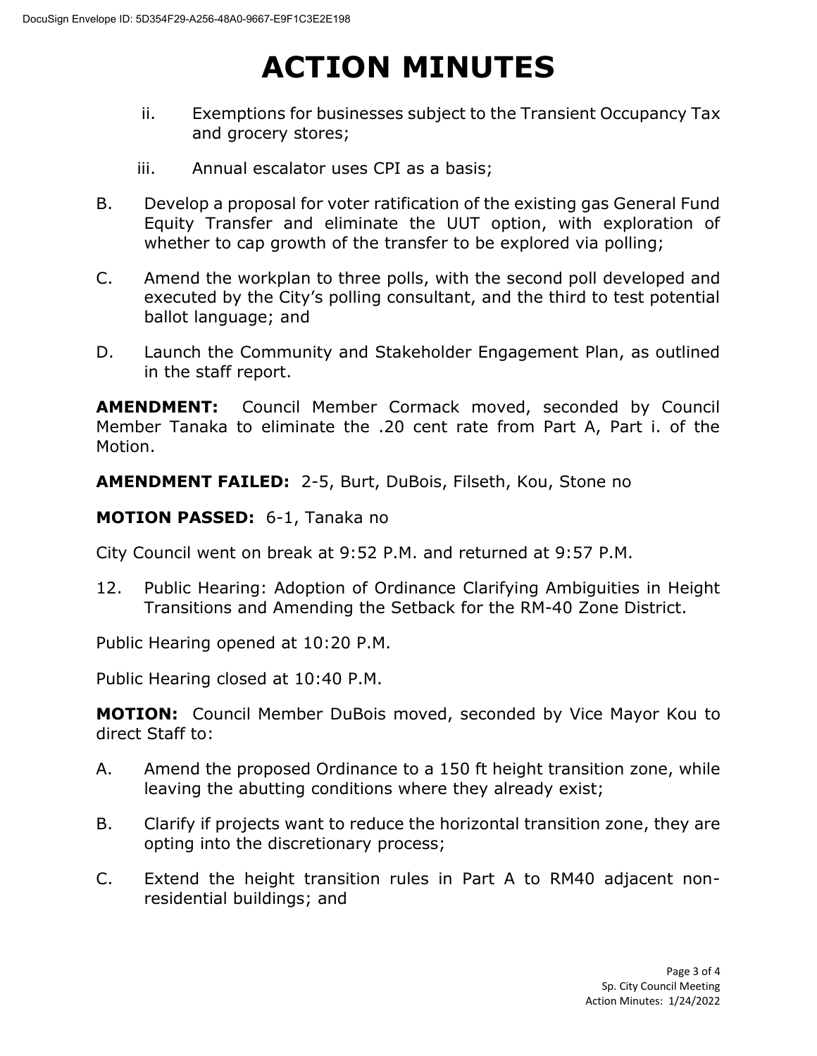# ACTION MINUTES

ii. Exemptions for businesses subject to the Transient Occupancy Tax and grocery stores;

iii. Annual escalator uses CPI as a basis;

B. Develop a proposal for voter ratification of the existing gas General Fund Equity Transfer and eliminate the UUT option, with exploration of whether to cap growth of the transfer to be explored via polling;

C. Amend the workplan to three polls, with the second poll developed and executed by the City's polling consultant, and the third to test potential ballot language; and

D. Launch the Community and Stakeholder Engagement Plan, as outlined in the staff report.

**AMENDMENT:** Council Member Cormack moved, seconded by Council Member Tanaka to eliminate the .20 cent rate from Part A, Part i. of the Motion.

**AMENDMENT FAILED:** 2-5, Burt, DuBois, Filseth, Kou, Stone no

**MOTION PASSED:** 6-1, Tanaka no

City Council went on break at 9:52 P.M. and returned at 9:57 P.M.

12. Public Hearing: Adoption of Ordinance Clarifying Ambiguities in Height Transitions and Amending the Setback for the RM-40 Zone District.

Public Hearing opened at 10:20 P.M.

Public Hearing closed at 10:40 P.M.

**MOTION:** Council Member DuBois moved, seconded by Vice Mayor Kou to direct Staff to:

A. Amend the proposed Ordinance to a 150 ft height transition zone, while leaving the abutting conditions where they already exist;

B. Clarify if projects want to reduce the horizontal transition zone, they are opting into the discretionary process;

C. Extend the height transition rules in Part A to RM40 adjacent non-residential buildings; and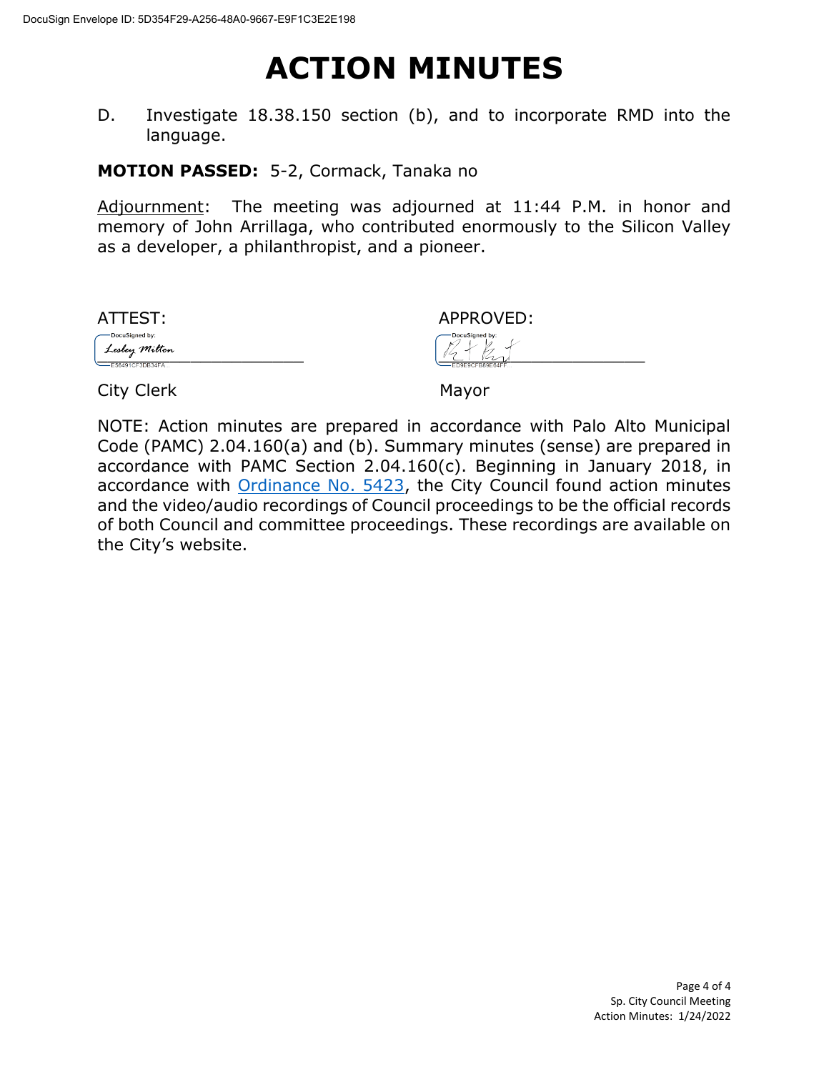# ACTION MINUTES

D. Investigate 18.38.150 section (b), and to incorporate RMD into the language.

**MOTION PASSED:** 5-2, Cormack, Tanaka no

Adjournment: The meeting was adjourned at 11:44 P.M. in honor and memory of John Arrillaga, who contributed enormously to the Silicon Valley as a developer, a philanthropist, and a pioneer.

ATTEST:

DocuSigned by:
Lesley Milton
E56491CF3DB34FA...

City Clerk

APPROVED:

DocuSigned by:
ED9E9CFB89E84FF...

Mayor

NOTE: Action minutes are prepared in accordance with Palo Alto Municipal Code (PAMC) 2.04.160(a) and (b). Summary minutes (sense) are prepared in accordance with PAMC Section 2.04.160(c). Beginning in January 2018, in accordance with Ordinance No. 5423, the City Council found action minutes and the video/audio recordings of Council proceedings to be the official records of both Council and committee proceedings. These recordings are available on the City's website.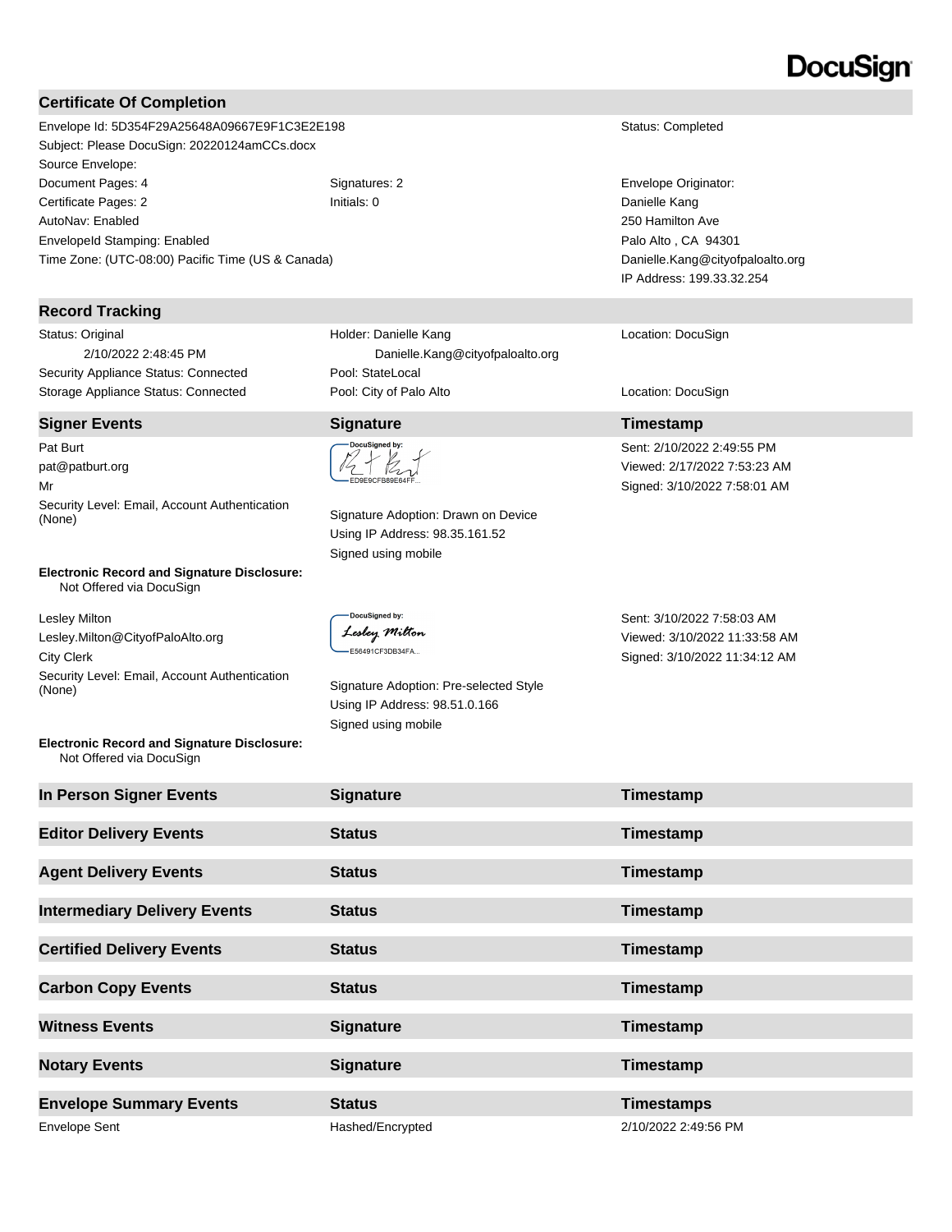DocuSign

## Certificate Of Completion

| | | |
|---|---|---|
| Envelope Id: 5D354F29A25648A09667E9F1C3E2E198 | | Status: Completed |
| Subject: Please DocuSign: 20220124amCCs.docx | | |
| Source Envelope: | | |
| Document Pages: 4 | Signatures: 2 | Envelope Originator: |
| Certificate Pages: 2 | Initials: 0 | Danielle Kang |
| AutoNav: Enabled | | 250 Hamilton Ave |
| EnvelopeId Stamping: Enabled | | Palo Alto , CA 94301 |
| Time Zone: (UTC-08:00) Pacific Time (US & Canada) | | Danielle.Kang@cityofpaloalto.org |
| | | IP Address: 199.33.32.254 |

## Record Tracking

| | | |
|---|---|---|
| Status: Original<br>2/10/2022 2:48:45 PM | Holder: Danielle Kang<br>Danielle.Kang@cityofpaloalto.org | Location: DocuSign |
| Security Appliance Status: Connected | Pool: StateLocal | |
| Storage Appliance Status: Connected | Pool: City of Palo Alto | Location: DocuSign |

| Signer Events | Signature | Timestamp |
|---|---|---|
| Pat Burt<br>pat@patburt.org<br>Mr<br>Security Level: Email, Account Authentication (None) | DocuSigned by:<br>ED9E9CFB89E64FF...<br>Signature Adoption: Drawn on Device<br>Using IP Address: 98.35.161.52<br>Signed using mobile | Sent: 2/10/2022 2:49:55 PM<br>Viewed: 2/17/2022 7:53:23 AM<br>Signed: 3/10/2022 7:58:01 AM |
| **Electronic Record and Signature Disclosure:**<br>Not Offered via DocuSign | | |
| Lesley Milton<br>Lesley.Milton@CityofPaloAlto.org<br>City Clerk<br>Security Level: Email, Account Authentication (None) | DocuSigned by:<br>Lesley Milton<br>E56491CF3DB34FA...<br>Signature Adoption: Pre-selected Style<br>Using IP Address: 98.51.0.166<br>Signed using mobile | Sent: 3/10/2022 7:58:03 AM<br>Viewed: 3/10/2022 11:33:58 AM<br>Signed: 3/10/2022 11:34:12 AM |
| **Electronic Record and Signature Disclosure:**<br>Not Offered via DocuSign | | |

| In Person Signer Events | Signature | Timestamp |
|---|---|---|

| Editor Delivery Events | Status | Timestamp |
|---|---|---|

| Agent Delivery Events | Status | Timestamp |
|---|---|---|

| Intermediary Delivery Events | Status | Timestamp |
|---|---|---|

| Certified Delivery Events | Status | Timestamp |
|---|---|---|

| Carbon Copy Events | Status | Timestamp |
|---|---|---|

| Witness Events | Signature | Timestamp |
|---|---|---|

| Notary Events | Signature | Timestamp |
|---|---|---|

| Envelope Summary Events | Status | Timestamps |
|---|---|---|
| Envelope Sent | Hashed/Encrypted | 2/10/2022 2:49:56 PM |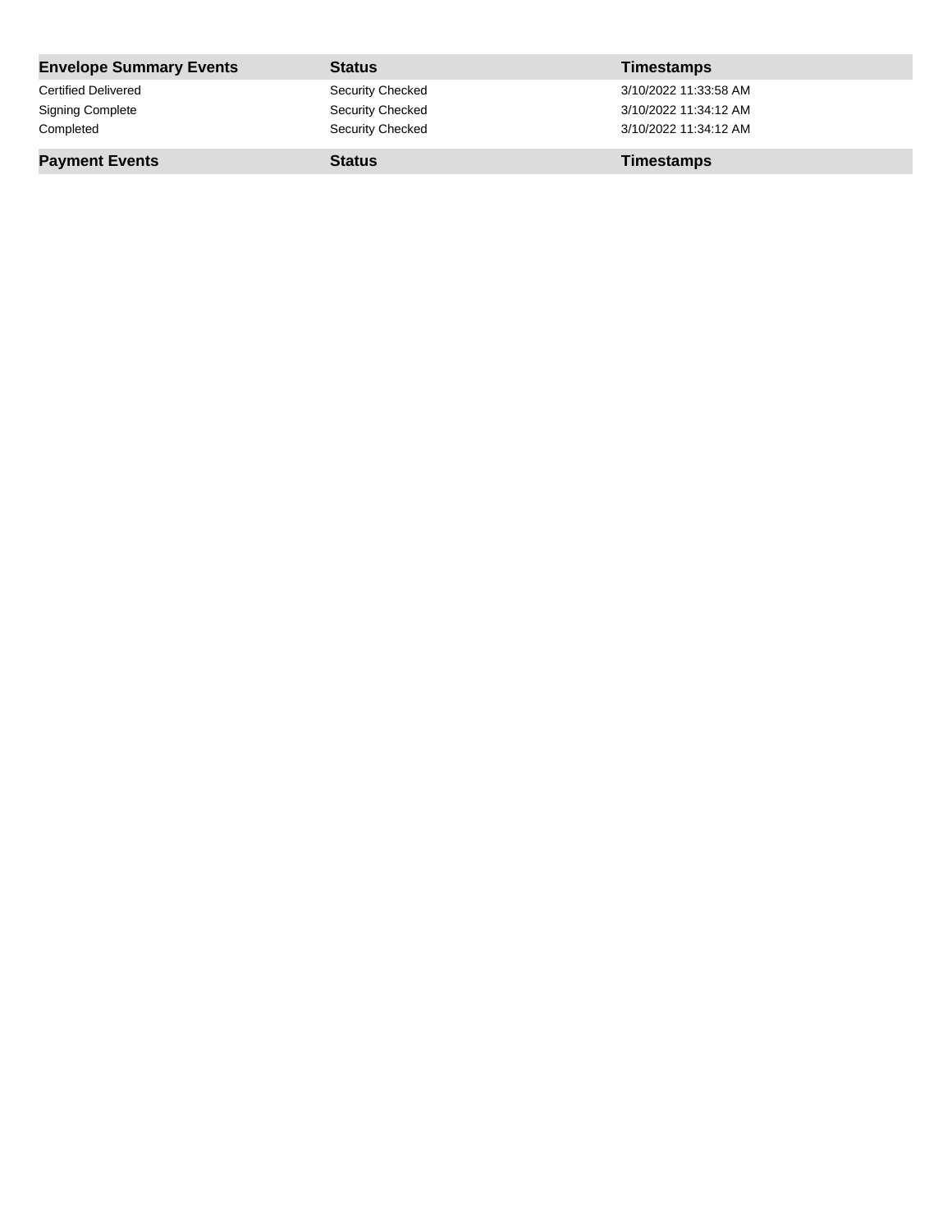| Envelope Summary Events | Status | Timestamps |
| --- | --- | --- |
| Certified Delivered | Security Checked | 3/10/2022 11:33:58 AM |
| Signing Complete | Security Checked | 3/10/2022 11:34:12 AM |
| Completed | Security Checked | 3/10/2022 11:34:12 AM |

| Payment Events | Status | Timestamps |
| --- | --- | --- |